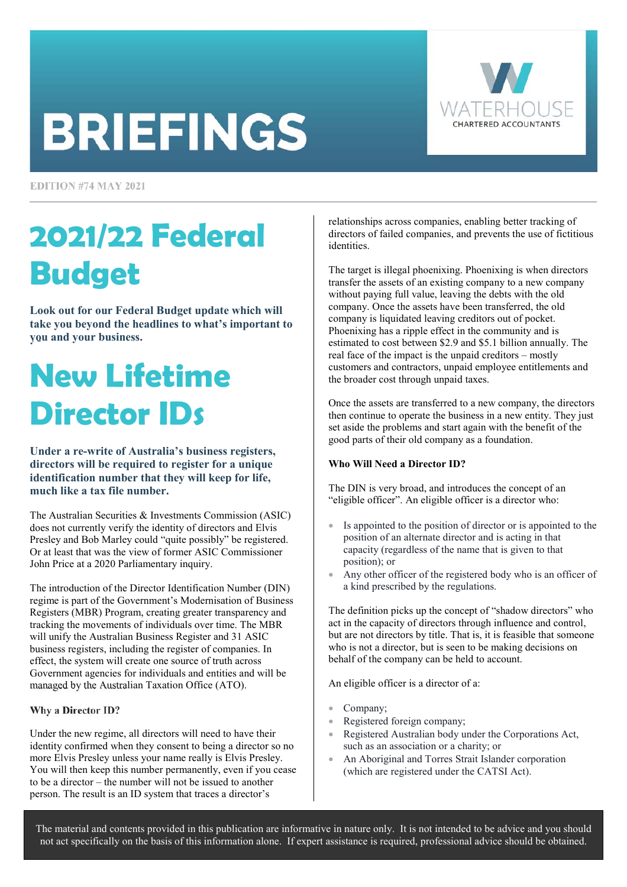# BRIEFINGS

WATERHOUSE CHARTERED ACCOUNTANTS

EDITION #74 MAY 2021

# 2021/22 Federal Budget

**Look out for our Federal Budget update which will take you beyond the headlines to what's important to you and your business.**

# New Lifetime Director IDs

**Under a re-write of Australia's business registers, directors will be required to register for a unique identification number that they will keep for life, much like a tax file number.**

The Australian Securities & Investments Commission (ASIC) does not currently verify the identity of directors and Elvis Presley and Bob Marley could "quite possibly" be registered. Or at least that was the view of former ASIC Commissioner John Price at a 2020 Parliamentary inquiry.

The introduction of the Director Identification Number (DIN) regime is part of the Government's Modernisation of Business Registers (MBR) Program, creating greater transparency and tracking the movements of individuals over time. The MBR will unify the Australian Business Register and 31 ASIC business registers, including the register of companies. In effect, the system will create one source of truth across Government agencies for individuals and entities and will be managed by the Australian Taxation Office (ATO).

**Why a Director ID?**

Under the new regime, all directors will need to have their identity confirmed when they consent to being a director so no more Elvis Presley unless your name really is Elvis Presley. You will then keep this number permanently, even if you cease to be a director – the number will not be issued to another person. The result is an ID system that traces a director's relationships across companies, enabling better tracking of directors of failed companies, and prevents the use of fictitious identities.

The target is illegal phoenixing. Phoenixing is when directors transfer the assets of an existing company to a new company without paying full value, leaving the debts with the old company. Once the assets have been transferred, the old company is liquidated leaving creditors out of pocket. Phoenixing has a ripple effect in the community and is estimated to cost between $2.9 and $5.1 billion annually. The real face of the impact is the unpaid creditors – mostly customers and contractors, unpaid employee entitlements and the broader cost through unpaid taxes.

Once the assets are transferred to a new company, the directors then continue to operate the business in a new entity. They just set aside the problems and start again with the benefit of the good parts of their old company as a foundation.

**Who Will Need a Director ID?**

The DIN is very broad, and introduces the concept of an "eligible officer". An eligible officer is a director who:

- Is appointed to the position of director or is appointed to the position of an alternate director and is acting in that capacity (regardless of the name that is given to that position); or
- Any other officer of the registered body who is an officer of a kind prescribed by the regulations.

The definition picks up the concept of "shadow directors" who act in the capacity of directors through influence and control, but are not directors by title. That is, it is feasible that someone who is not a director, but is seen to be making decisions on behalf of the company can be held to account.

An eligible officer is a director of a:

- Company;
- Registered foreign company;
- Registered Australian body under the Corporations Act, such as an association or a charity; or
- An Aboriginal and Torres Strait Islander corporation (which are registered under the CATSI Act).

The material and contents provided in this publication are informative in nature only. It is not intended to be advice and you should not act specifically on the basis of this information alone. If expert assistance is required, professional advice should be obtained.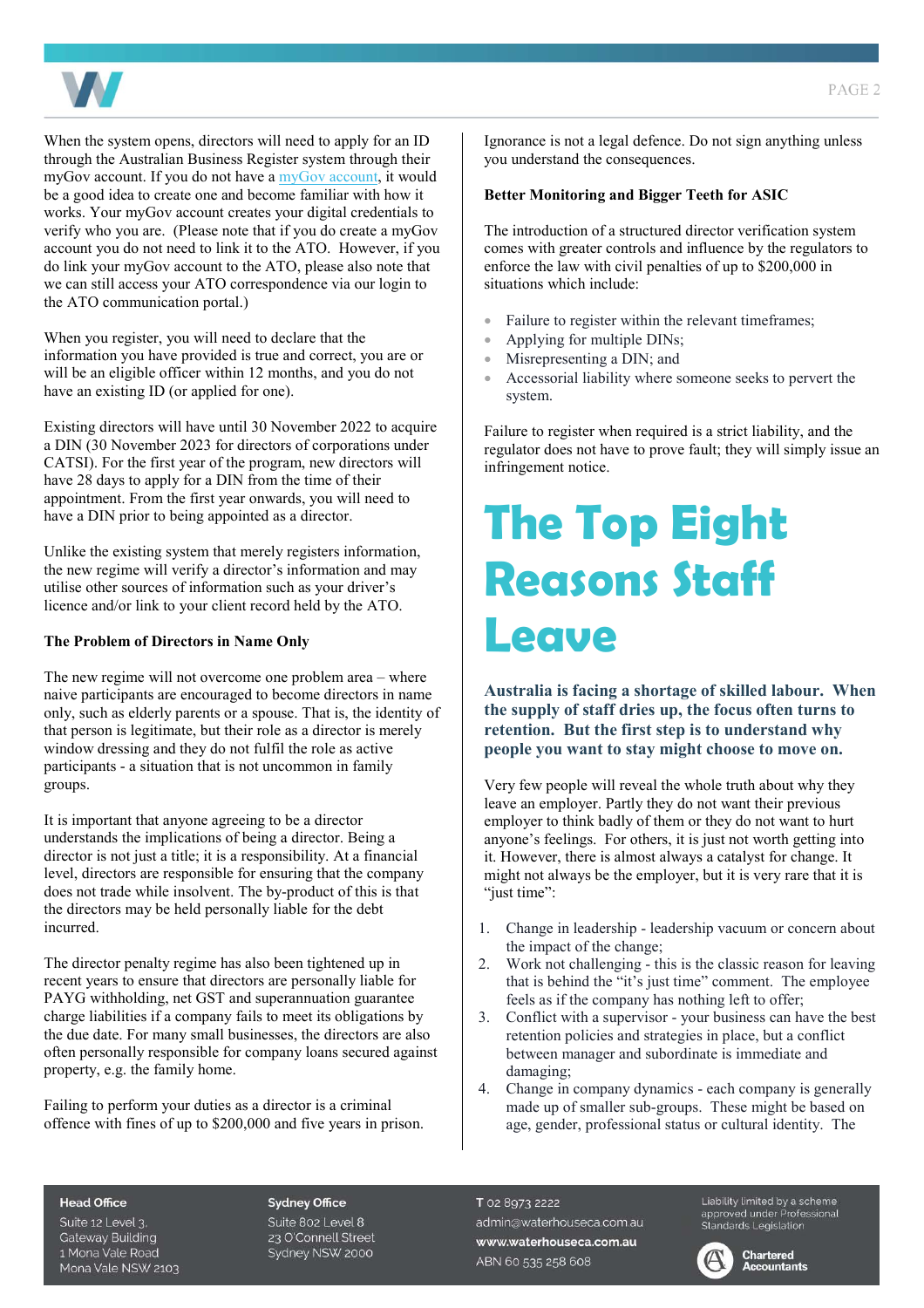When the system opens, directors will need to apply for an ID through the Australian Business Register system through their myGov account. If you do not have a myGov account, it would be a good idea to create one and become familiar with how it works. Your myGov account creates your digital credentials to verify who you are. (Please note that if you do create a myGov account you do not need to link it to the ATO. However, if you do link your myGov account to the ATO, please also note that we can still access your ATO correspondence via our login to the ATO communication portal.)

When you register, you will need to declare that the information you have provided is true and correct, you are or will be an eligible officer within 12 months, and you do not have an existing ID (or applied for one).

Existing directors will have until 30 November 2022 to acquire a DIN (30 November 2023 for directors of corporations under CATSI). For the first year of the program, new directors will have 28 days to apply for a DIN from the time of their appointment. From the first year onwards, you will need to have a DIN prior to being appointed as a director.

Unlike the existing system that merely registers information, the new regime will verify a director's information and may utilise other sources of information such as your driver's licence and/or link to your client record held by the ATO.

**The Problem of Directors in Name Only**

The new regime will not overcome one problem area – where naive participants are encouraged to become directors in name only, such as elderly parents or a spouse. That is, the identity of that person is legitimate, but their role as a director is merely window dressing and they do not fulfil the role as active participants - a situation that is not uncommon in family groups.

It is important that anyone agreeing to be a director understands the implications of being a director. Being a director is not just a title; it is a responsibility. At a financial level, directors are responsible for ensuring that the company does not trade while insolvent. The by-product of this is that the directors may be held personally liable for the debt incurred.

The director penalty regime has also been tightened up in recent years to ensure that directors are personally liable for PAYG withholding, net GST and superannuation guarantee charge liabilities if a company fails to meet its obligations by the due date. For many small businesses, the directors are also often personally responsible for company loans secured against property, e.g. the family home.

Failing to perform your duties as a director is a criminal offence with fines of up to $200,000 and five years in prison.

Ignorance is not a legal defence. Do not sign anything unless you understand the consequences.

**Better Monitoring and Bigger Teeth for ASIC**

The introduction of a structured director verification system comes with greater controls and influence by the regulators to enforce the law with civil penalties of up to $200,000 in situations which include:

- Failure to register within the relevant timeframes;
- Applying for multiple DINs;
- Misrepresenting a DIN; and
- Accessorial liability where someone seeks to pervert the system.

Failure to register when required is a strict liability, and the regulator does not have to prove fault; they will simply issue an infringement notice.

# The Top Eight Reasons Staff Leave

**Australia is facing a shortage of skilled labour. When the supply of staff dries up, the focus often turns to retention. But the first step is to understand why people you want to stay might choose to move on.**

Very few people will reveal the whole truth about why they leave an employer. Partly they do not want their previous employer to think badly of them or they do not want to hurt anyone's feelings. For others, it is just not worth getting into it. However, there is almost always a catalyst for change. It might not always be the employer, but it is very rare that it is "just time":

1. Change in leadership - leadership vacuum or concern about the impact of the change;
2. Work not challenging - this is the classic reason for leaving that is behind the "it's just time" comment. The employee feels as if the company has nothing left to offer;
3. Conflict with a supervisor - your business can have the best retention policies and strategies in place, but a conflict between manager and subordinate is immediate and damaging;
4. Change in company dynamics - each company is generally made up of smaller sub-groups. These might be based on age, gender, professional status or cultural identity. The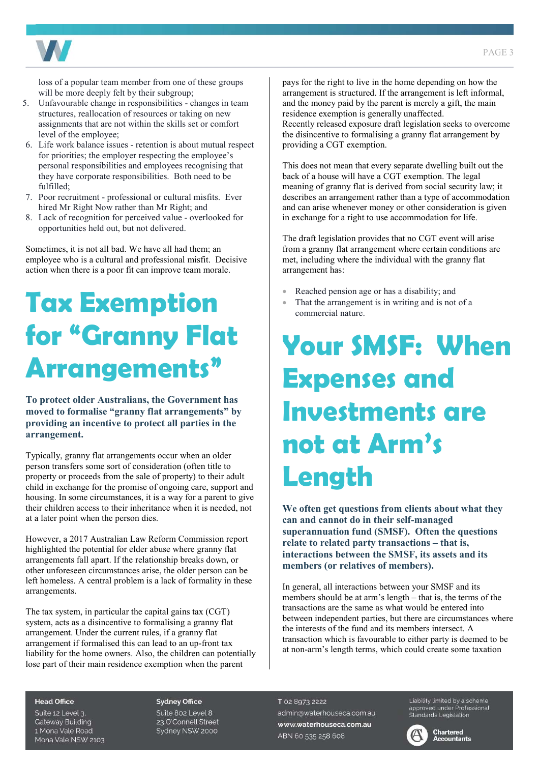loss of a popular team member from one of these groups will be more deeply felt by their subgroup;

5. Unfavourable change in responsibilities - changes in team structures, reallocation of resources or taking on new assignments that are not within the skills set or comfort level of the employee;
6. Life work balance issues - retention is about mutual respect for priorities; the employer respecting the employee's personal responsibilities and employees recognising that they have corporate responsibilities. Both need to be fulfilled;
7. Poor recruitment - professional or cultural misfits. Ever hired Mr Right Now rather than Mr Right; and
8. Lack of recognition for perceived value - overlooked for opportunities held out, but not delivered.

Sometimes, it is not all bad. We have all had them; an employee who is a cultural and professional misfit. Decisive action when there is a poor fit can improve team morale.

# Tax Exemption for "Granny Flat Arrangements"

**To protect older Australians, the Government has moved to formalise "granny flat arrangements" by providing an incentive to protect all parties in the arrangement.**

Typically, granny flat arrangements occur when an older person transfers some sort of consideration (often title to property or proceeds from the sale of property) to their adult child in exchange for the promise of ongoing care, support and housing. In some circumstances, it is a way for a parent to give their children access to their inheritance when it is needed, not at a later point when the person dies.

However, a 2017 Australian Law Reform Commission report highlighted the potential for elder abuse where granny flat arrangements fall apart. If the relationship breaks down, or other unforeseen circumstances arise, the older person can be left homeless. A central problem is a lack of formality in these arrangements.

The tax system, in particular the capital gains tax (CGT) system, acts as a disincentive to formalising a granny flat arrangement. Under the current rules, if a granny flat arrangement if formalised this can lead to an up-front tax liability for the home owners. Also, the children can potentially lose part of their main residence exemption when the parent pays for the right to live in the home depending on how the arrangement is structured. If the arrangement is left informal, and the money paid by the parent is merely a gift, the main residence exemption is generally unaffected.
Recently released exposure draft legislation seeks to overcome the disincentive to formalising a granny flat arrangement by providing a CGT exemption.

This does not mean that every separate dwelling built out the back of a house will have a CGT exemption. The legal meaning of granny flat is derived from social security law; it describes an arrangement rather than a type of accommodation and can arise whenever money or other consideration is given in exchange for a right to use accommodation for life.

The draft legislation provides that no CGT event will arise from a granny flat arrangement where certain conditions are met, including where the individual with the granny flat arrangement has:

- Reached pension age or has a disability; and
- That the arrangement is in writing and is not of a commercial nature.

# Your SMSF: When Expenses and Investments are not at Arm's Length

**We often get questions from clients about what they can and cannot do in their self-managed superannuation fund (SMSF). Often the questions relate to related party transactions – that is, interactions between the SMSF, its assets and its members (or relatives of members).**

In general, all interactions between your SMSF and its members should be at arm's length – that is, the terms of the transactions are the same as what would be entered into between independent parties, but there are circumstances where the interests of the fund and its members intersect. A transaction which is favourable to either party is deemed to be at non-arm's length terms, which could create some taxation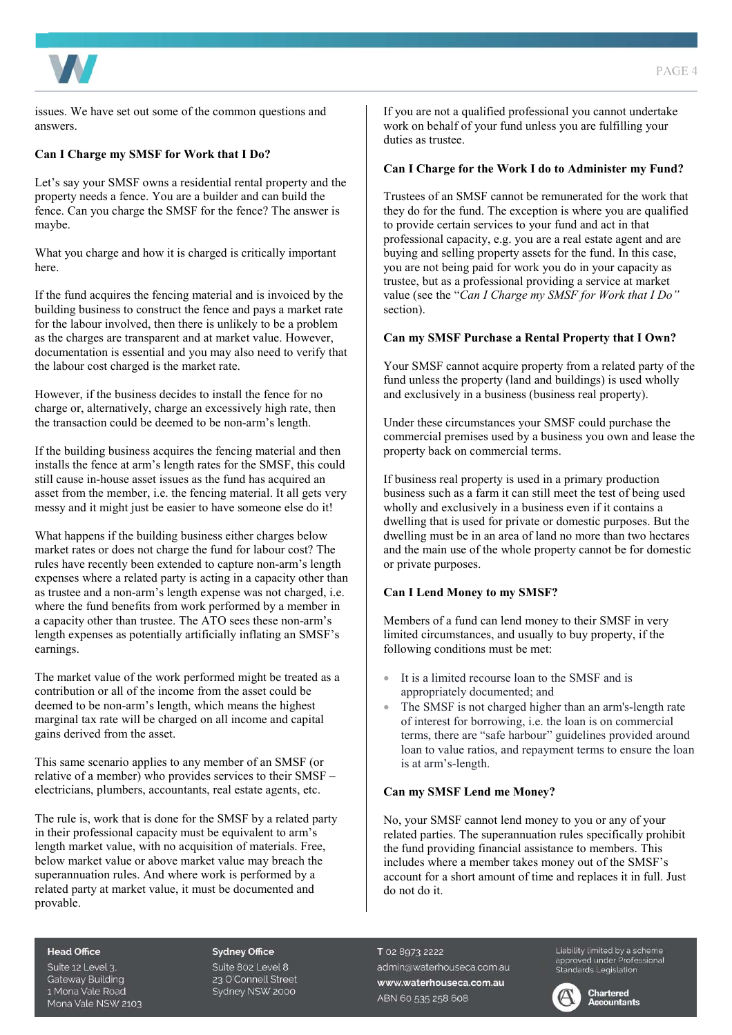issues. We have set out some of the common questions and answers.

**Can I Charge my SMSF for Work that I Do?**

Let's say your SMSF owns a residential rental property and the property needs a fence. You are a builder and can build the fence. Can you charge the SMSF for the fence? The answer is maybe.

What you charge and how it is charged is critically important here.

If the fund acquires the fencing material and is invoiced by the building business to construct the fence and pays a market rate for the labour involved, then there is unlikely to be a problem as the charges are transparent and at market value. However, documentation is essential and you may also need to verify that the labour cost charged is the market rate.

However, if the business decides to install the fence for no charge or, alternatively, charge an excessively high rate, then the transaction could be deemed to be non-arm's length.

If the building business acquires the fencing material and then installs the fence at arm's length rates for the SMSF, this could still cause in-house asset issues as the fund has acquired an asset from the member, i.e. the fencing material. It all gets very messy and it might just be easier to have someone else do it!

What happens if the building business either charges below market rates or does not charge the fund for labour cost? The rules have recently been extended to capture non-arm's length expenses where a related party is acting in a capacity other than as trustee and a non-arm's length expense was not charged, i.e. where the fund benefits from work performed by a member in a capacity other than trustee. The ATO sees these non-arm's length expenses as potentially artificially inflating an SMSF's earnings.

The market value of the work performed might be treated as a contribution or all of the income from the asset could be deemed to be non-arm's length, which means the highest marginal tax rate will be charged on all income and capital gains derived from the asset.

This same scenario applies to any member of an SMSF (or relative of a member) who provides services to their SMSF – electricians, plumbers, accountants, real estate agents, etc.

The rule is, work that is done for the SMSF by a related party in their professional capacity must be equivalent to arm's length market value, with no acquisition of materials. Free, below market value or above market value may breach the superannuation rules. And where work is performed by a related party at market value, it must be documented and provable.

If you are not a qualified professional you cannot undertake work on behalf of your fund unless you are fulfilling your duties as trustee.

**Can I Charge for the Work I do to Administer my Fund?**

Trustees of an SMSF cannot be remunerated for the work that they do for the fund. The exception is where you are qualified to provide certain services to your fund and act in that professional capacity, e.g. you are a real estate agent and are buying and selling property assets for the fund. In this case, you are not being paid for work you do in your capacity as trustee, but as a professional providing a service at market value (see the "*Can I Charge my SMSF for Work that I Do"* section).

**Can my SMSF Purchase a Rental Property that I Own?**

Your SMSF cannot acquire property from a related party of the fund unless the property (land and buildings) is used wholly and exclusively in a business (business real property).

Under these circumstances your SMSF could purchase the commercial premises used by a business you own and lease the property back on commercial terms.

If business real property is used in a primary production business such as a farm it can still meet the test of being used wholly and exclusively in a business even if it contains a dwelling that is used for private or domestic purposes. But the dwelling must be in an area of land no more than two hectares and the main use of the whole property cannot be for domestic or private purposes.

**Can I Lend Money to my SMSF?**

Members of a fund can lend money to their SMSF in very limited circumstances, and usually to buy property, if the following conditions must be met:

- It is a limited recourse loan to the SMSF and is appropriately documented; and
- The SMSF is not charged higher than an arm's-length rate of interest for borrowing, i.e. the loan is on commercial terms, there are "safe harbour" guidelines provided around loan to value ratios, and repayment terms to ensure the loan is at arm's-length.

**Can my SMSF Lend me Money?**

No, your SMSF cannot lend money to you or any of your related parties. The superannuation rules specifically prohibit the fund providing financial assistance to members. This includes where a member takes money out of the SMSF's account for a short amount of time and replaces it in full. Just do not do it.